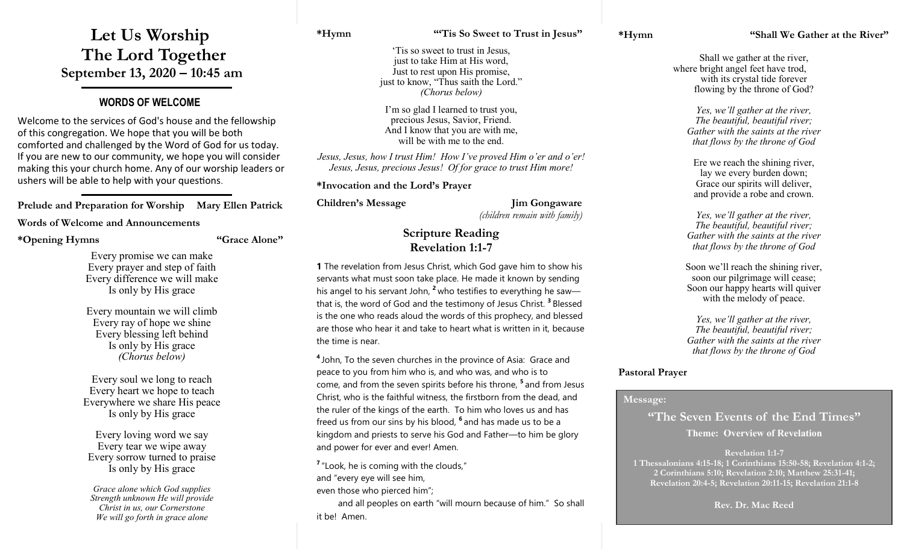# Let Us Worship The Lord Together

## September 13, 2020 – 10:45 am

### WORDS OF WELCOME

Welcome to the services of God's house and the fellowship of this congregation. We hope that you will be both comforted and challenged by the Word of God for us today. If you are new to our community, we hope you will consider making this your church home. Any of our worship leaders or ushers will be able to help with your questions.

**Prelude and Preparation for Worship** **Mary Ellen Patrick**

**Words of Welcome and Announcements**

**\*Opening Hymns** **"Grace Alone"**

Every promise we can make
Every prayer and step of faith
Every difference we will make
Is only by His grace

Every mountain we will climb
Every ray of hope we shine
Every blessing left behind
Is only by His grace
*(Chorus below)*

Every soul we long to reach
Every heart we hope to teach
Everywhere we share His peace
Is only by His grace

Every loving word we say
Every tear we wipe away
Every sorrow turned to praise
Is only by His grace

*Grace alone which God supplies*
*Strength unknown He will provide*
*Christ in us, our Cornerstone*
*We will go forth in grace alone*

**\*Hymn** **"'Tis So Sweet to Trust in Jesus"**

'Tis so sweet to trust in Jesus,
just to take Him at His word,
Just to rest upon His promise,
just to know, "Thus saith the Lord."
*(Chorus below)*

I'm so glad I learned to trust you,
precious Jesus, Savior, Friend.
And I know that you are with me,
will be with me to the end.

*Jesus, Jesus, how I trust Him! How I've proved Him o'er and o'er!*
*Jesus, Jesus, precious Jesus! Of for grace to trust Him more!*

**\*Invocation and the Lord's Prayer**

**Children's Message** **Jim Gongaware**
*(children remain with family)*

## Scripture Reading
## Revelation 1:1-7

**1** The revelation from Jesus Christ, which God gave him to show his servants what must soon take place. He made it known by sending his angel to his servant John, **2** who testifies to everything he saw—that is, the word of God and the testimony of Jesus Christ. **3** Blessed is the one who reads aloud the words of this prophecy, and blessed are those who hear it and take to heart what is written in it, because the time is near.

**4** John, To the seven churches in the province of Asia: Grace and peace to you from him who is, and who was, and who is to come, and from the seven spirits before his throne, **5** and from Jesus Christ, who is the faithful witness, the firstborn from the dead, and the ruler of the kings of the earth. To him who loves us and has freed us from our sins by his blood, **6** and has made us to be a kingdom and priests to serve his God and Father—to him be glory and power for ever and ever! Amen.

**7** "Look, he is coming with the clouds,"
and "every eye will see him,
even those who pierced him";
and all peoples on earth "will mourn because of him." So shall it be! Amen.

**\*Hymn** **"Shall We Gather at the River"**

Shall we gather at the river,
where bright angel feet have trod,
with its crystal tide forever
flowing by the throne of God?

*Yes, we'll gather at the river,*
*The beautiful, beautiful river;*
*Gather with the saints at the river*
*that flows by the throne of God*

Ere we reach the shining river,
lay we every burden down;
Grace our spirits will deliver,
and provide a robe and crown.

*Yes, we'll gather at the river,*
*The beautiful, beautiful river;*
*Gather with the saints at the river*
*that flows by the throne of God*

Soon we'll reach the shining river,
soon our pilgrimage will cease;
Soon our happy hearts will quiver
with the melody of peace.

*Yes, we'll gather at the river,*
*The beautiful, beautiful river;*
*Gather with the saints at the river*
*that flows by the throne of God*

**Pastoral Prayer**

**Message:**

## "The Seven Events of the End Times"

**Theme: Overview of Revelation**

**Revelation 1:1-7**
**1 Thessalonians 4:15-18; 1 Corinthians 15:50-58; Revelation 4:1-2; 2 Corinthians 5:10; Revelation 2:10; Matthew 25:31-41; Revelation 20:4-5; Revelation 20:11-15; Revelation 21:1-8**

**Rev. Dr. Mac Reed**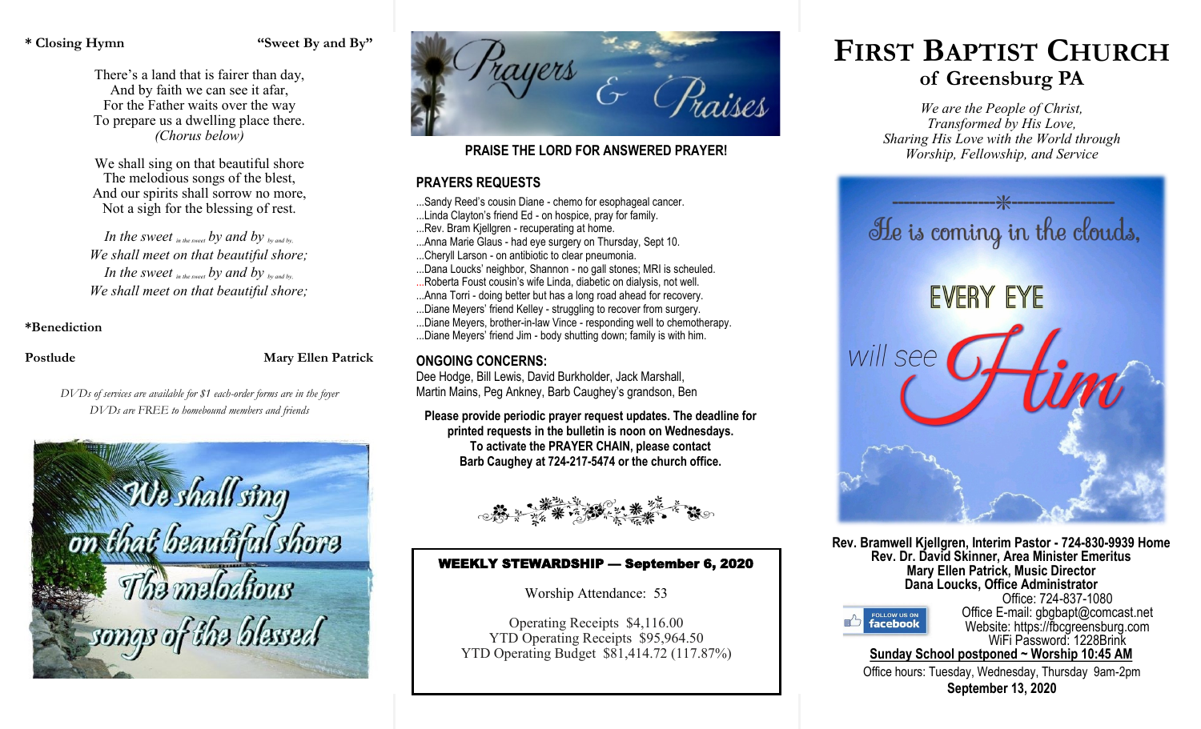**\* Closing Hymn** **"Sweet By and By"**

There's a land that is fairer than day,
And by faith we can see it afar,
For the Father waits over the way
To prepare us a dwelling place there.
*(Chorus below)*

We shall sing on that beautiful shore
The melodious songs of the blest,
And our spirits shall sorrow no more,
Not a sigh for the blessing of rest.

*In the sweet in the sweet by and by by and by,*
*We shall meet on that beautiful shore;*
*In the sweet in the sweet by and by by and by,*
*We shall meet on that beautiful shore;*

**\*Benediction**

**Postlude** **Mary Ellen Patrick**

*DVDs of services are available for $1 each-order forms are in the foyer*
*DVDs are FREE to homebound members and friends*

We shall sing on that beautiful shore The melodious songs of the blessed

Prayers & Praises

**PRAISE THE LORD FOR ANSWERED PRAYER!**

## PRAYERS REQUESTS

...Sandy Reed's cousin Diane - chemo for esophageal cancer.
...Linda Clayton's friend Ed - on hospice, pray for family.
...Rev. Bram Kjellgren - recuperating at home.
...Anna Marie Glaus - had eye surgery on Thursday, Sept 10.
...Cheryll Larson - on antibiotic to clear pneumonia.
...Dana Loucks' neighbor, Shannon - no gall stones; MRI is scheuled.
...Roberta Foust cousin's wife Linda, diabetic on dialysis, not well.
...Anna Torri - doing better but has a long road ahead for recovery.
...Diane Meyers' friend Kelley - struggling to recover from surgery.
...Diane Meyers, brother-in-law Vince - responding well to chemotherapy.
...Diane Meyers' friend Jim - body shutting down; family is with him.

## ONGOING CONCERNS:

Dee Hodge, Bill Lewis, David Burkholder, Jack Marshall, Martin Mains, Peg Ankney, Barb Caughey's grandson, Ben

**Please provide periodic prayer request updates. The deadline for printed requests in the bulletin is noon on Wednesdays. To activate the PRAYER CHAIN, please contact Barb Caughey at 724-217-5474 or the church office.**

**WEEKLY STEWARDSHIP — September 6, 2020**

Worship Attendance: 53

Operating Receipts $4,116.00
YTD Operating Receipts $95,964.50
YTD Operating Budget $81,414.72 (117.87%)

# FIRST BAPTIST CHURCH
## of Greensburg PA

*We are the People of Christ,*
*Transformed by His Love,*
*Sharing His Love with the World through*
*Worship, Fellowship, and Service*

He is coming in the clouds, EVERY EYE will see Him

**Rev. Bramwell Kjellgren, Interim Pastor - 724-830-9939 Home**
**Rev. Dr. David Skinner, Area Minister Emeritus**
**Mary Ellen Patrick, Music Director**
**Dana Loucks, Office Administrator**
Office: 724-837-1080
Office E-mail: gbgbapt@comcast.net
Website: https://fbcgreensburg.com
WiFi Password: 1228Brink

FOLLOW US ON facebook

**Sunday School postponed ~ Worship 10:45 AM**

Office hours: Tuesday, Wednesday, Thursday 9am-2pm

**September 13, 2020**